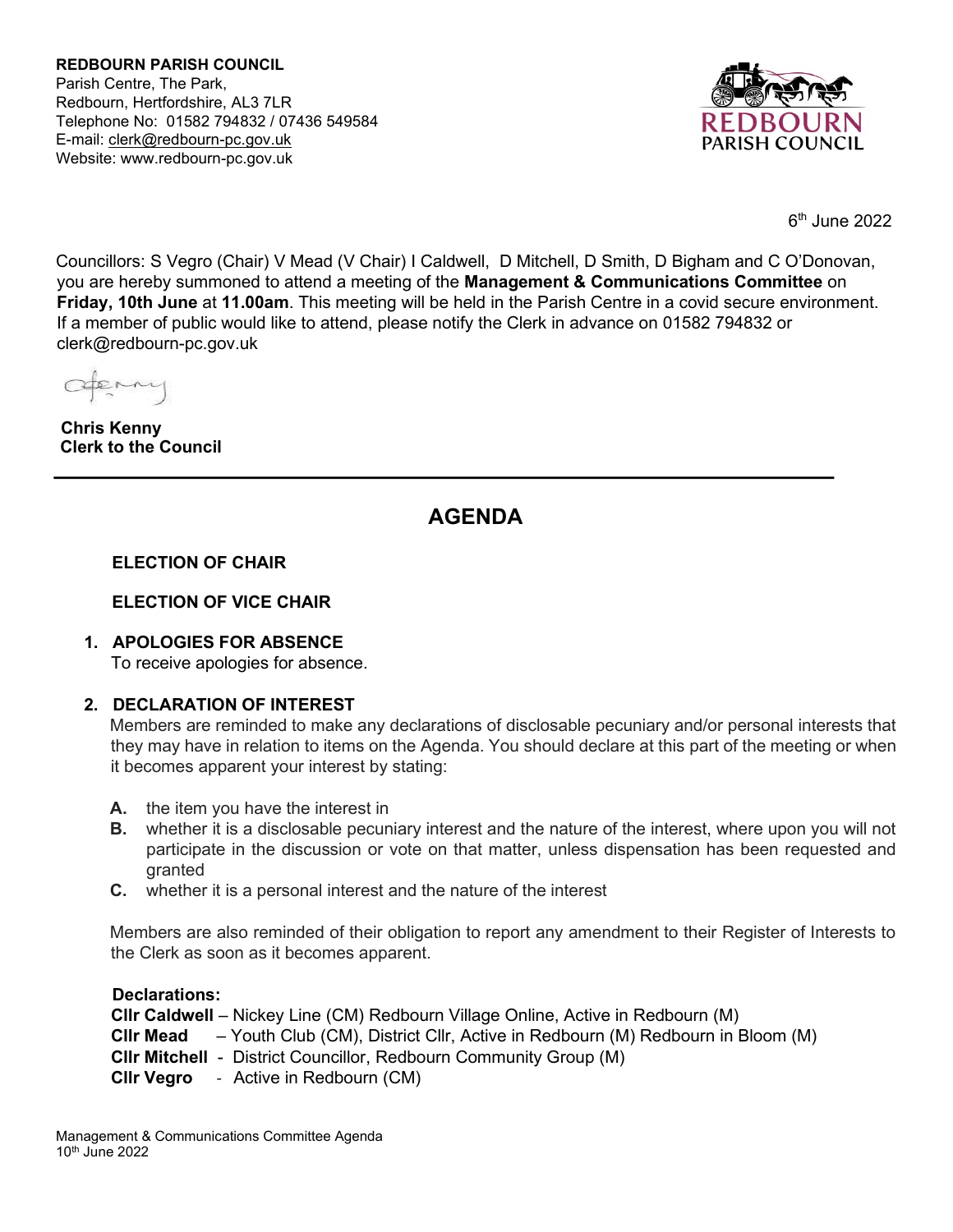**REDBOURN PARISH COUNCIL**
Parish Centre, The Park,
Redbourn, Hertfordshire, AL3 7LR
Telephone No: 01582 794832 / 07436 549584
E-mail: clerk@redbourn-pc.gov.uk
Website: www.redbourn-pc.gov.uk

6th June 2022

Councillors: S Vegro (Chair) V Mead (V Chair) I Caldwell, D Mitchell, D Smith, D Bigham and C O'Donovan, you are hereby summoned to attend a meeting of the **Management & Communications Committee** on **Friday, 10th June** at **11.00am**. This meeting will be held in the Parish Centre in a covid secure environment. If a member of public would like to attend, please notify the Clerk in advance on 01582 794832 or clerk@redbourn-pc.gov.uk

**Chris Kenny**
**Clerk to the Council**

---

# AGENDA

**ELECTION OF CHAIR**

**ELECTION OF VICE CHAIR**

1. **APOLOGIES FOR ABSENCE**
   To receive apologies for absence.

2. **DECLARATION OF INTEREST**
   Members are reminded to make any declarations of disclosable pecuniary and/or personal interests that they may have in relation to items on the Agenda. You should declare at this part of the meeting or when it becomes apparent your interest by stating:

   **A.** the item you have the interest in
   **B.** whether it is a disclosable pecuniary interest and the nature of the interest, where upon you will not participate in the discussion or vote on that matter, unless dispensation has been requested and granted
   **C.** whether it is a personal interest and the nature of the interest

   Members are also reminded of their obligation to report any amendment to their Register of Interests to the Clerk as soon as it becomes apparent.

   **Declarations:**
   **Cllr Caldwell** – Nickey Line (CM) Redbourn Village Online, Active in Redbourn (M)
   **Cllr Mead** – Youth Club (CM), District Cllr, Active in Redbourn (M) Redbourn in Bloom (M)
   **Cllr Mitchell** - District Councillor, Redbourn Community Group (M)
   **Cllr Vegro** - Active in Redbourn (CM)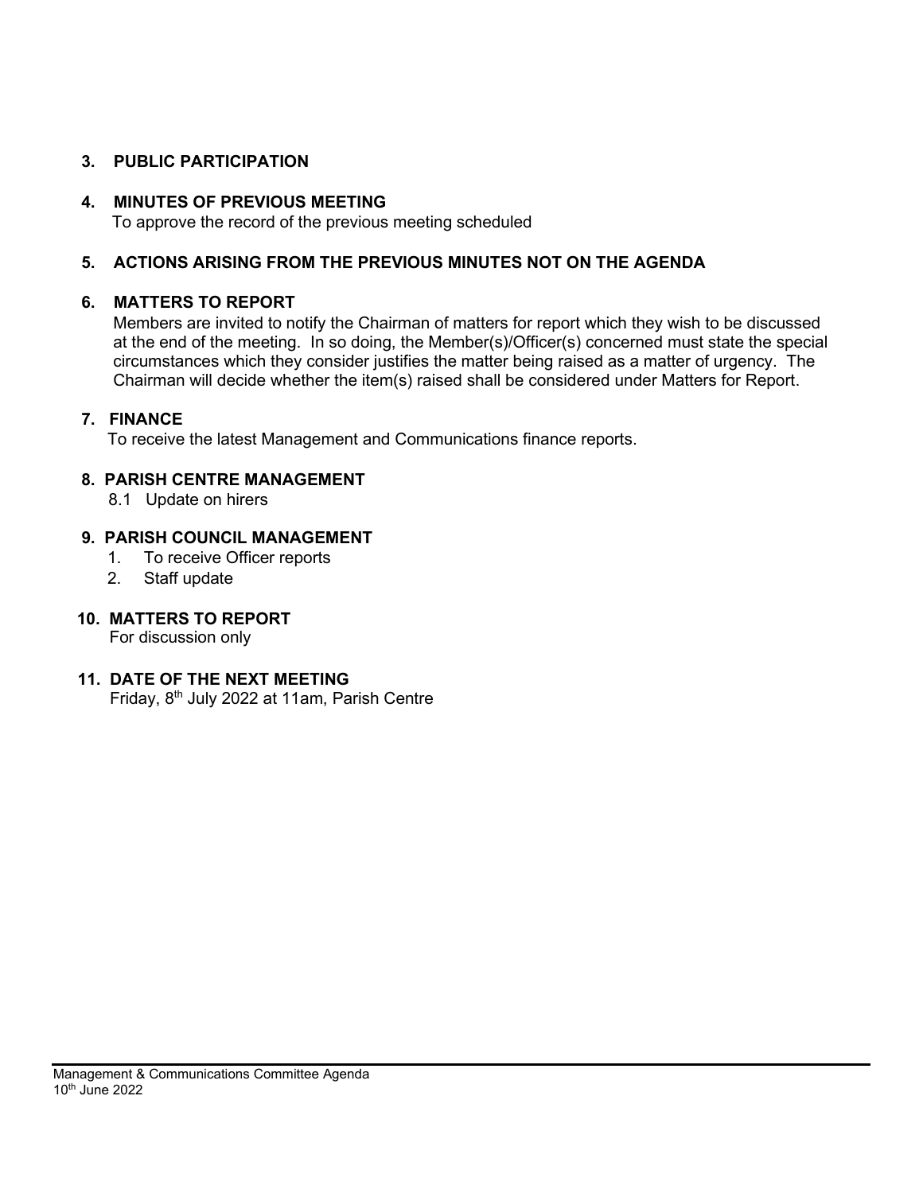**3. PUBLIC PARTICIPATION**

**4. MINUTES OF PREVIOUS MEETING**

To approve the record of the previous meeting scheduled

**5. ACTIONS ARISING FROM THE PREVIOUS MINUTES NOT ON THE AGENDA**

**6. MATTERS TO REPORT**

Members are invited to notify the Chairman of matters for report which they wish to be discussed at the end of the meeting. In so doing, the Member(s)/Officer(s) concerned must state the special circumstances which they consider justifies the matter being raised as a matter of urgency. The Chairman will decide whether the item(s) raised shall be considered under Matters for Report.

**7. FINANCE**

To receive the latest Management and Communications finance reports.

**8. PARISH CENTRE MANAGEMENT**

8.1 Update on hirers

**9. PARISH COUNCIL MANAGEMENT**

1. To receive Officer reports
2. Staff update

**10. MATTERS TO REPORT**

For discussion only

**11. DATE OF THE NEXT MEETING**

Friday, 8th July 2022 at 11am, Parish Centre